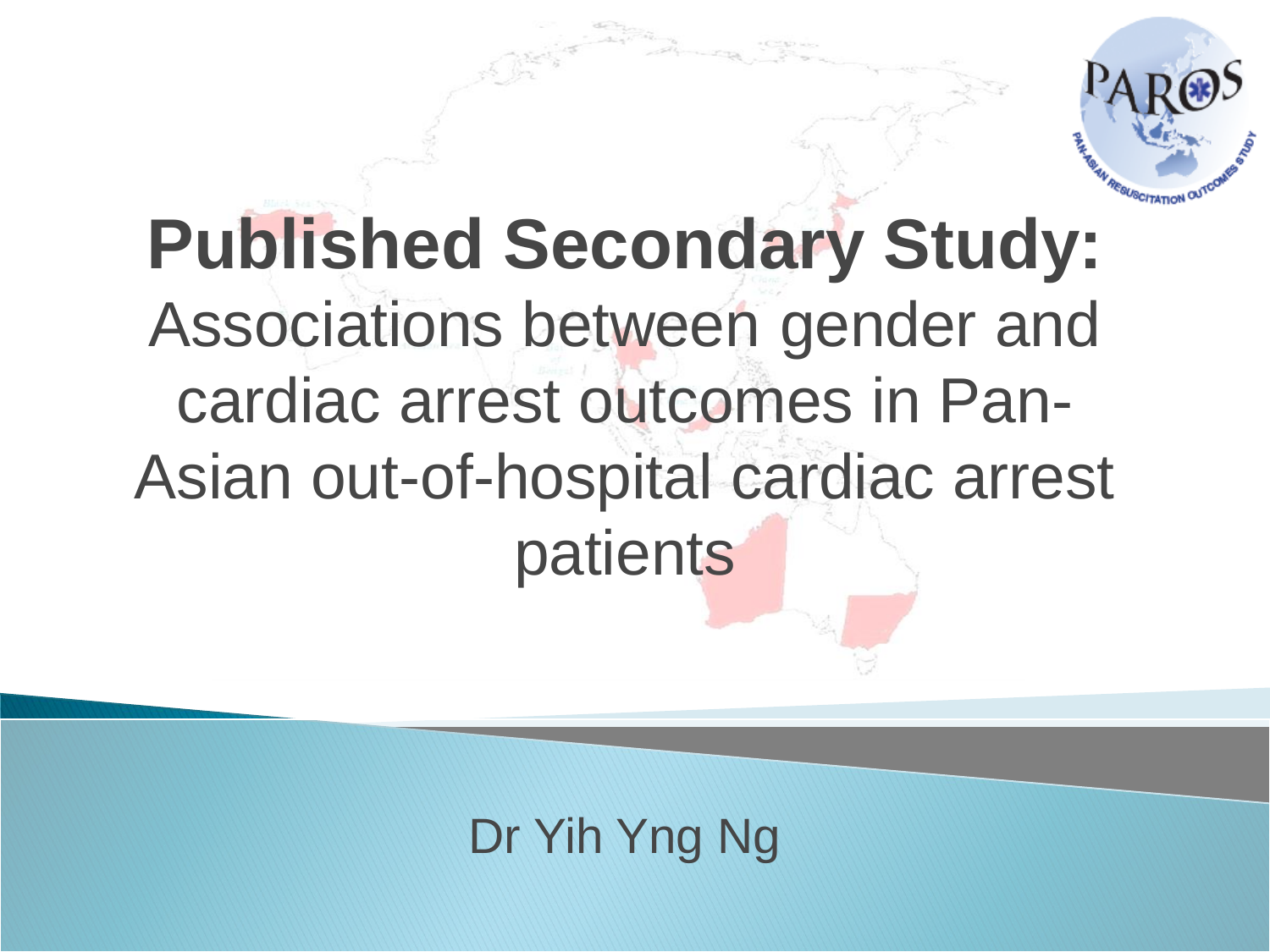# Published Secondary Study:

Associations between gender and cardiac arrest outcomes in Pan-Asian out-of-hospital cardiac arrest patients

Dr Yih Yng Ng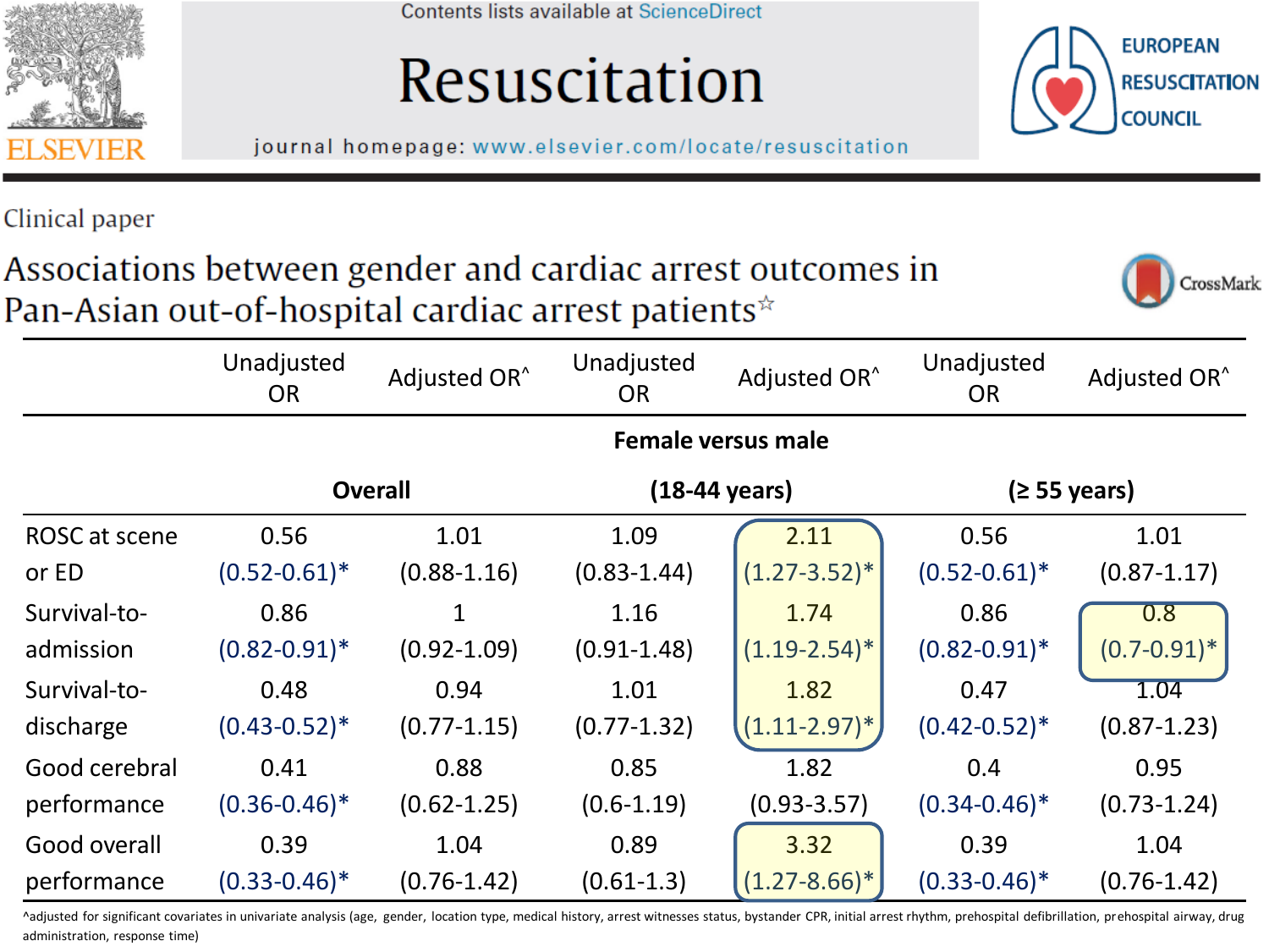Contents lists available at ScienceDirect

# Resuscitation

journal homepage: www.elsevier.com/locate/resuscitation

EUROPEAN RESUSCITATION COUNCIL

Clinical paper

## Associations between gender and cardiac arrest outcomes in Pan-Asian out-of-hospital cardiac arrest patients☆

| | Unadjusted OR | Adjusted OR^ | Unadjusted OR | Adjusted OR^ | Unadjusted OR | Adjusted OR^ |
|---|---|---|---|---|---|---|
| | **Female versus male** | | | | | |
| | **Overall** | | **(18-44 years)** | | **(≥ 55 years)** | |
| ROSC at scene or ED | 0.56 (0.52-0.61)* | 1.01 (0.88-1.16) | 1.09 (0.83-1.44) | 2.11 (1.27-3.52)* | 0.56 (0.52-0.61)* | 1.01 (0.87-1.17) |
| Survival-to-admission | 0.86 (0.82-0.91)* | 1 (0.92-1.09) | 1.16 (0.91-1.48) | 1.74 (1.19-2.54)* | 0.86 (0.82-0.91)* | 0.8 (0.7-0.91)* |
| Survival-to-discharge | 0.48 (0.43-0.52)* | 0.94 (0.77-1.15) | 1.01 (0.77-1.32) | 1.82 (1.11-2.97)* | 0.47 (0.42-0.52)* | 1.04 (0.87-1.23) |
| Good cerebral performance | 0.41 (0.36-0.46)* | 0.88 (0.62-1.25) | 0.85 (0.6-1.19) | 1.82 (0.93-3.57) | 0.4 (0.34-0.46)* | 0.95 (0.73-1.24) |
| Good overall performance | 0.39 (0.33-0.46)* | 1.04 (0.76-1.42) | 0.89 (0.61-1.3) | 3.32 (1.27-8.66)* | 0.39 (0.33-0.46)* | 1.04 (0.76-1.42) |

^adjusted for significant covariates in univariate analysis (age, gender, location type, medical history, arrest witnesses status, bystander CPR, initial arrest rhythm, prehospital defibrillation, prehospital airway, drug administration, response time)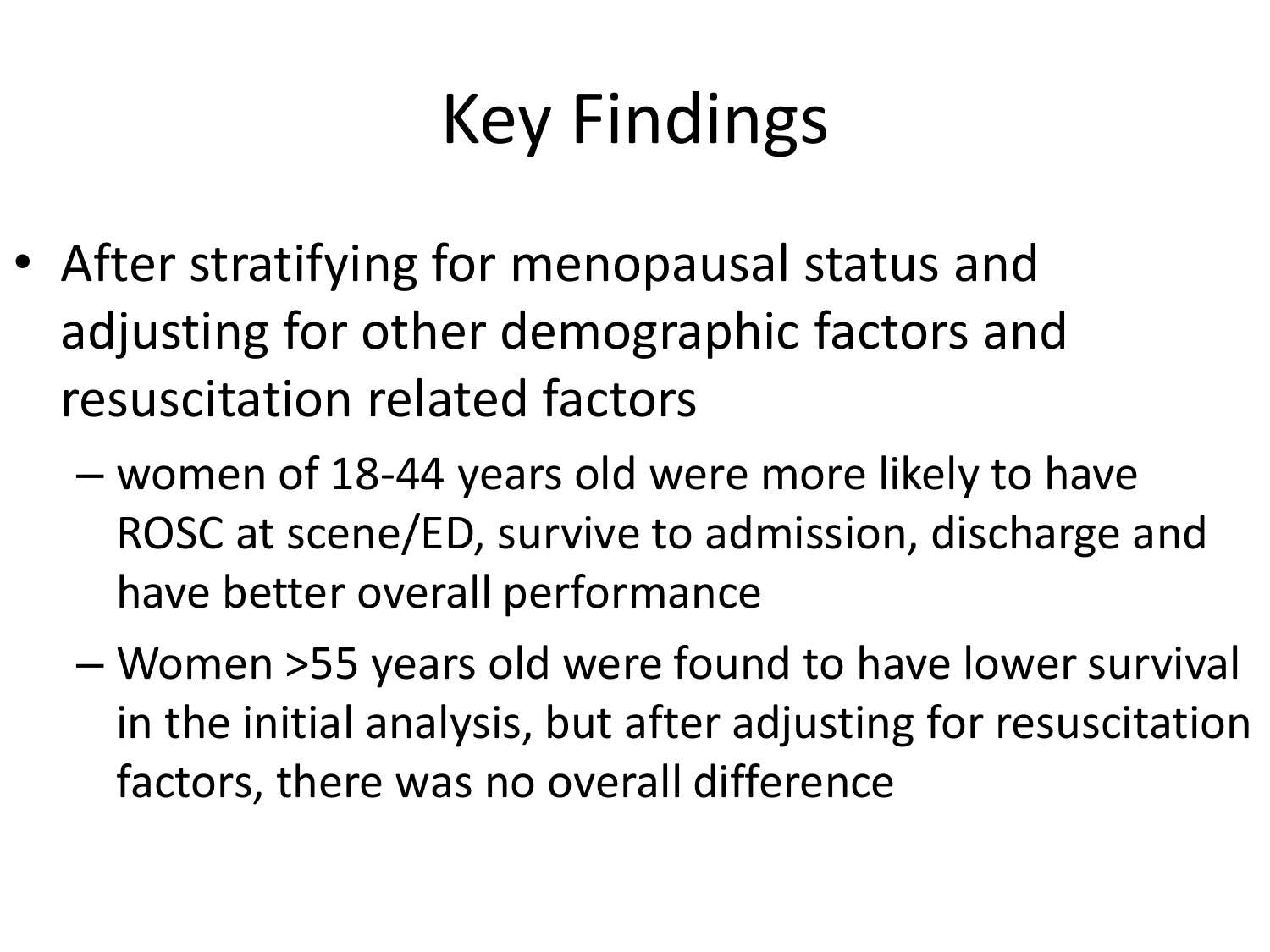# Key Findings

- After stratifying for menopausal status and adjusting for other demographic factors and resuscitation related factors
  - women of 18-44 years old were more likely to have ROSC at scene/ED, survive to admission, discharge and have better overall performance
  - Women >55 years old were found to have lower survival in the initial analysis, but after adjusting for resuscitation factors, there was no overall difference